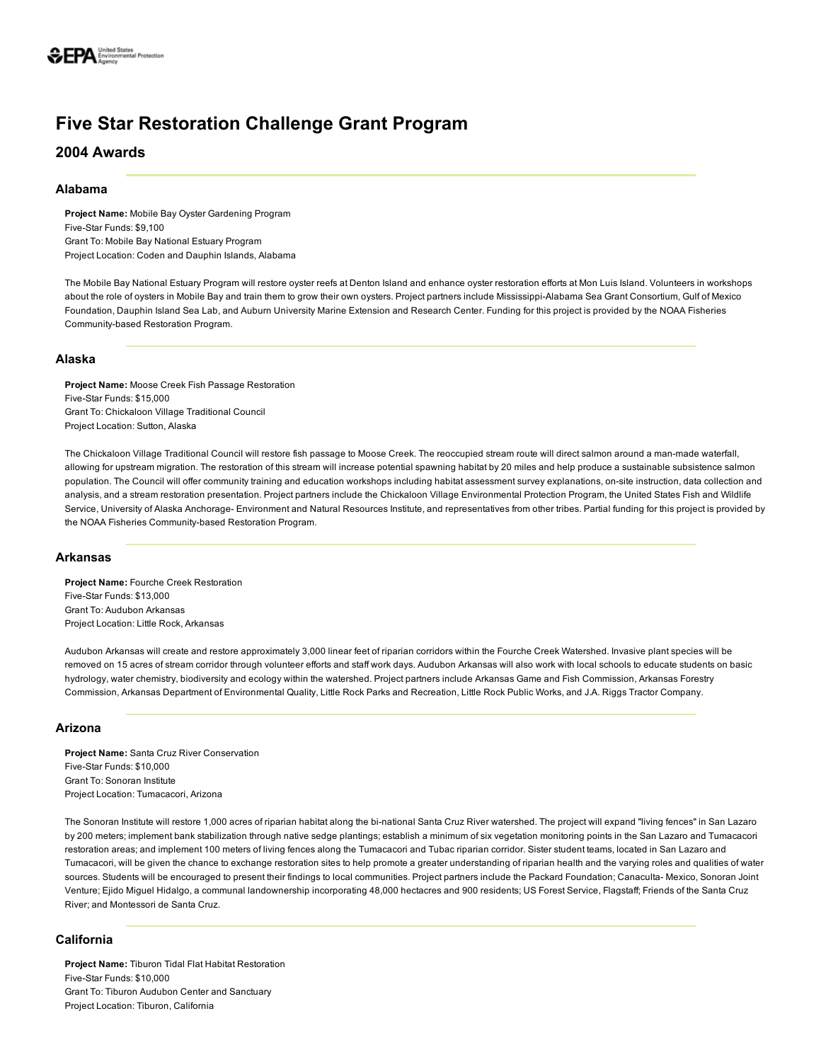# Five Star Restoration Challenge Grant Program

## 2004 Awards

### Alabama

**Project Name:** Mobile Bay Oyster Gardening Program
Five-Star Funds: $9,100
Grant To: Mobile Bay National Estuary Program
Project Location: Coden and Dauphin Islands, Alabama

The Mobile Bay National Estuary Program will restore oyster reefs at Denton Island and enhance oyster restoration efforts at Mon Luis Island. Volunteers in workshops about the role of oysters in Mobile Bay and train them to grow their own oysters. Project partners include Mississippi-Alabama Sea Grant Consortium, Gulf of Mexico Foundation, Dauphin Island Sea Lab, and Auburn University Marine Extension and Research Center. Funding for this project is provided by the NOAA Fisheries Community-based Restoration Program.

### Alaska

**Project Name:** Moose Creek Fish Passage Restoration
Five-Star Funds: $15,000
Grant To: Chickaloon Village Traditional Council
Project Location: Sutton, Alaska

The Chickaloon Village Traditional Council will restore fish passage to Moose Creek. The reoccupied stream route will direct salmon around a man-made waterfall, allowing for upstream migration. The restoration of this stream will increase potential spawning habitat by 20 miles and help produce a sustainable subsistence salmon population. The Council will offer community training and education workshops including habitat assessment survey explanations, on-site instruction, data collection and analysis, and a stream restoration presentation. Project partners include the Chickaloon Village Environmental Protection Program, the United States Fish and Wildlife Service, University of Alaska Anchorage- Environment and Natural Resources Institute, and representatives from other tribes. Partial funding for this project is provided by the NOAA Fisheries Community-based Restoration Program.

### Arkansas

**Project Name:** Fourche Creek Restoration
Five-Star Funds: $13,000
Grant To: Audubon Arkansas
Project Location: Little Rock, Arkansas

Audubon Arkansas will create and restore approximately 3,000 linear feet of riparian corridors within the Fourche Creek Watershed. Invasive plant species will be removed on 15 acres of stream corridor through volunteer efforts and staff work days. Audubon Arkansas will also work with local schools to educate students on basic hydrology, water chemistry, biodiversity and ecology within the watershed. Project partners include Arkansas Game and Fish Commission, Arkansas Forestry Commission, Arkansas Department of Environmental Quality, Little Rock Parks and Recreation, Little Rock Public Works, and J.A. Riggs Tractor Company.

### Arizona

**Project Name:** Santa Cruz River Conservation
Five-Star Funds: $10,000
Grant To: Sonoran Institute
Project Location: Tumacacori, Arizona

The Sonoran Institute will restore 1,000 acres of riparian habitat along the bi-national Santa Cruz River watershed. The project will expand "living fences" in San Lazaro by 200 meters; implement bank stabilization through native sedge plantings; establish a minimum of six vegetation monitoring points in the San Lazaro and Tumacacori restoration areas; and implement 100 meters of living fences along the Tumacacori and Tubac riparian corridor. Sister student teams, located in San Lazaro and Tumacacori, will be given the chance to exchange restoration sites to help promote a greater understanding of riparian health and the varying roles and qualities of water sources. Students will be encouraged to present their findings to local communities. Project partners include the Packard Foundation; Canaculta- Mexico, Sonoran Joint Venture; Ejido Miguel Hidalgo, a communal landownership incorporating 48,000 hectacres and 900 residents; US Forest Service, Flagstaff; Friends of the Santa Cruz River; and Montessori de Santa Cruz.

### California

**Project Name:** Tiburon Tidal Flat Habitat Restoration
Five-Star Funds: $10,000
Grant To: Tiburon Audubon Center and Sanctuary
Project Location: Tiburon, California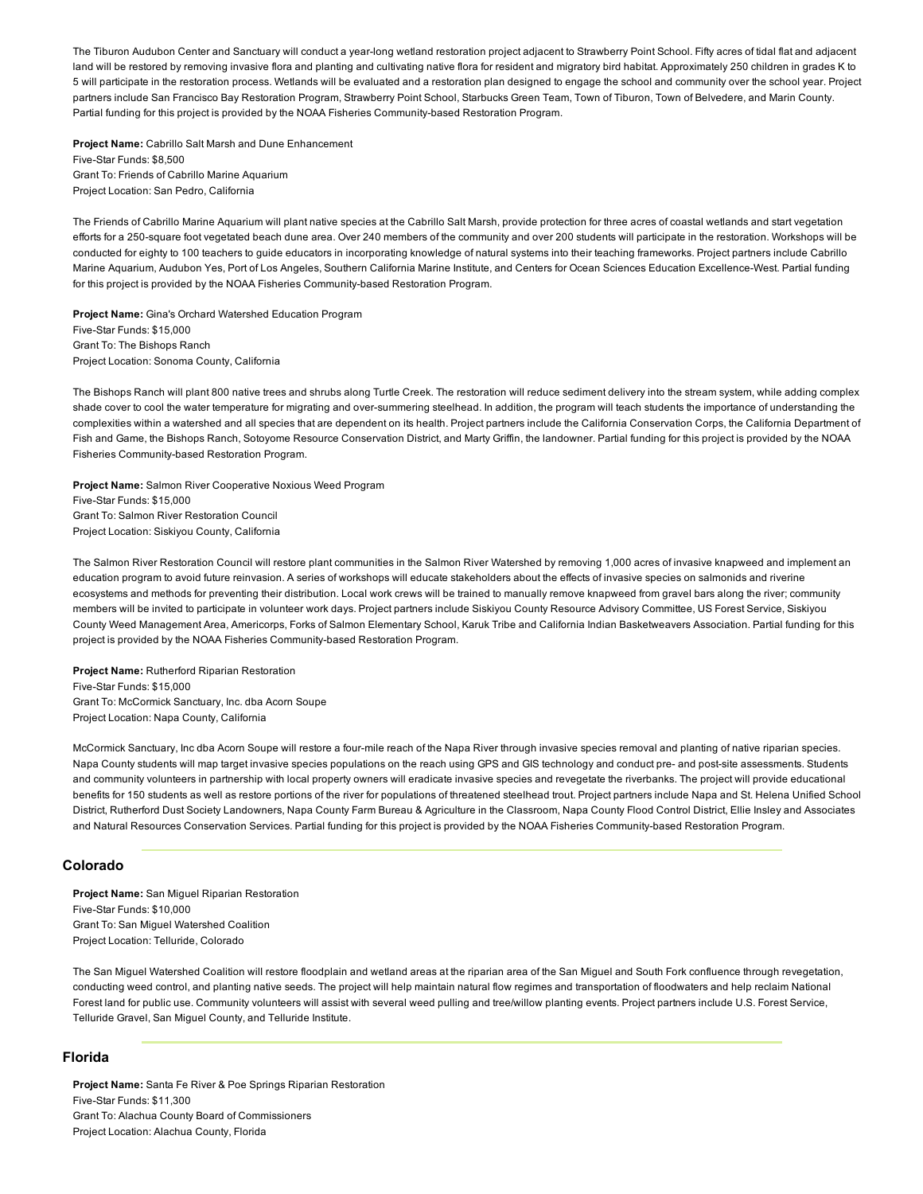The Tiburon Audubon Center and Sanctuary will conduct a year-long wetland restoration project adjacent to Strawberry Point School. Fifty acres of tidal flat and adjacent land will be restored by removing invasive flora and planting and cultivating native flora for resident and migratory bird habitat. Approximately 250 children in grades K to 5 will participate in the restoration process. Wetlands will be evaluated and a restoration plan designed to engage the school and community over the school year. Project partners include San Francisco Bay Restoration Program, Strawberry Point School, Starbucks Green Team, Town of Tiburon, Town of Belvedere, and Marin County. Partial funding for this project is provided by the NOAA Fisheries Community-based Restoration Program.

**Project Name:** Cabrillo Salt Marsh and Dune Enhancement
Five-Star Funds: $8,500
Grant To: Friends of Cabrillo Marine Aquarium
Project Location: San Pedro, California

The Friends of Cabrillo Marine Aquarium will plant native species at the Cabrillo Salt Marsh, provide protection for three acres of coastal wetlands and start vegetation efforts for a 250-square foot vegetated beach dune area. Over 240 members of the community and over 200 students will participate in the restoration. Workshops will be conducted for eighty to 100 teachers to guide educators in incorporating knowledge of natural systems into their teaching frameworks. Project partners include Cabrillo Marine Aquarium, Audubon Yes, Port of Los Angeles, Southern California Marine Institute, and Centers for Ocean Sciences Education Excellence-West. Partial funding for this project is provided by the NOAA Fisheries Community-based Restoration Program.

**Project Name:** Gina's Orchard Watershed Education Program
Five-Star Funds: $15,000
Grant To: The Bishops Ranch
Project Location: Sonoma County, California

The Bishops Ranch will plant 800 native trees and shrubs along Turtle Creek. The restoration will reduce sediment delivery into the stream system, while adding complex shade cover to cool the water temperature for migrating and over-summering steelhead. In addition, the program will teach students the importance of understanding the complexities within a watershed and all species that are dependent on its health. Project partners include the California Conservation Corps, the California Department of Fish and Game, the Bishops Ranch, Sotoyome Resource Conservation District, and Marty Griffin, the landowner. Partial funding for this project is provided by the NOAA Fisheries Community-based Restoration Program.

**Project Name:** Salmon River Cooperative Noxious Weed Program
Five-Star Funds: $15,000
Grant To: Salmon River Restoration Council
Project Location: Siskiyou County, California

The Salmon River Restoration Council will restore plant communities in the Salmon River Watershed by removing 1,000 acres of invasive knapweed and implement an education program to avoid future reinvasion. A series of workshops will educate stakeholders about the effects of invasive species on salmonids and riverine ecosystems and methods for preventing their distribution. Local work crews will be trained to manually remove knapweed from gravel bars along the river; community members will be invited to participate in volunteer work days. Project partners include Siskiyou County Resource Advisory Committee, US Forest Service, Siskiyou County Weed Management Area, Americorps, Forks of Salmon Elementary School, Karuk Tribe and California Indian Basketweavers Association. Partial funding for this project is provided by the NOAA Fisheries Community-based Restoration Program.

**Project Name:** Rutherford Riparian Restoration
Five-Star Funds: $15,000
Grant To: McCormick Sanctuary, Inc. dba Acorn Soupe
Project Location: Napa County, California

McCormick Sanctuary, Inc dba Acorn Soupe will restore a four-mile reach of the Napa River through invasive species removal and planting of native riparian species. Napa County students will map target invasive species populations on the reach using GPS and GIS technology and conduct pre- and post-site assessments. Students and community volunteers in partnership with local property owners will eradicate invasive species and revegetate the riverbanks. The project will provide educational benefits for 150 students as well as restore portions of the river for populations of threatened steelhead trout. Project partners include Napa and St. Helena Unified School District, Rutherford Dust Society Landowners, Napa County Farm Bureau & Agriculture in the Classroom, Napa County Flood Control District, Ellie Insley and Associates and Natural Resources Conservation Services. Partial funding for this project is provided by the NOAA Fisheries Community-based Restoration Program.

## Colorado

**Project Name:** San Miguel Riparian Restoration
Five-Star Funds: $10,000
Grant To: San Miguel Watershed Coalition
Project Location: Telluride, Colorado

The San Miguel Watershed Coalition will restore floodplain and wetland areas at the riparian area of the San Miguel and South Fork confluence through revegetation, conducting weed control, and planting native seeds. The project will help maintain natural flow regimes and transportation of floodwaters and help reclaim National Forest land for public use. Community volunteers will assist with several weed pulling and tree/willow planting events. Project partners include U.S. Forest Service, Telluride Gravel, San Miguel County, and Telluride Institute.

## Florida

**Project Name:** Santa Fe River & Poe Springs Riparian Restoration
Five-Star Funds: $11,300
Grant To: Alachua County Board of Commissioners
Project Location: Alachua County, Florida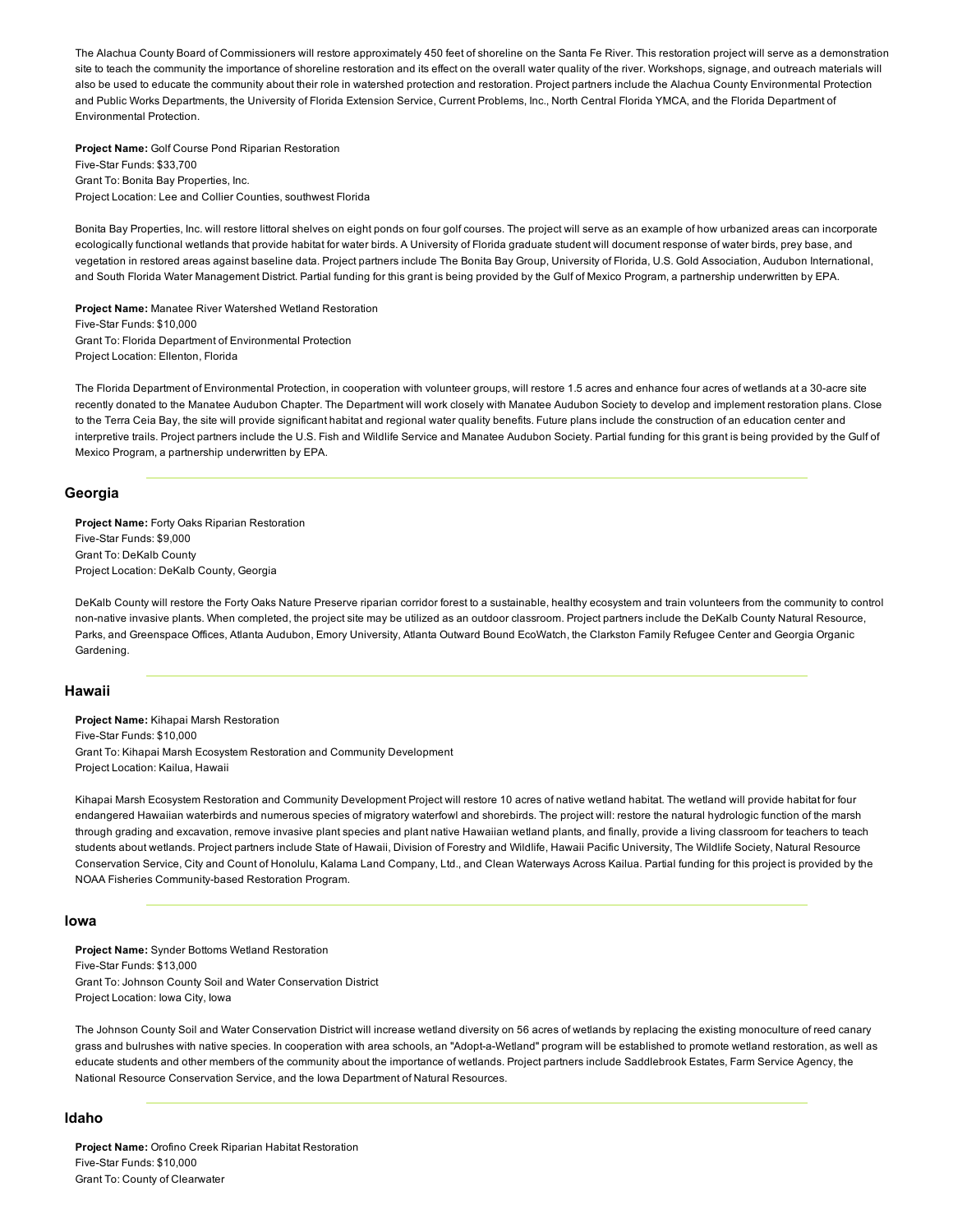The Alachua County Board of Commissioners will restore approximately 450 feet of shoreline on the Santa Fe River. This restoration project will serve as a demonstration site to teach the community the importance of shoreline restoration and its effect on the overall water quality of the river. Workshops, signage, and outreach materials will also be used to educate the community about their role in watershed protection and restoration. Project partners include the Alachua County Environmental Protection and Public Works Departments, the University of Florida Extension Service, Current Problems, Inc., North Central Florida YMCA, and the Florida Department of Environmental Protection.

**Project Name:** Golf Course Pond Riparian Restoration
Five-Star Funds: $33,700
Grant To: Bonita Bay Properties, Inc.
Project Location: Lee and Collier Counties, southwest Florida

Bonita Bay Properties, Inc. will restore littoral shelves on eight ponds on four golf courses. The project will serve as an example of how urbanized areas can incorporate ecologically functional wetlands that provide habitat for water birds. A University of Florida graduate student will document response of water birds, prey base, and vegetation in restored areas against baseline data. Project partners include The Bonita Bay Group, University of Florida, U.S. Gold Association, Audubon International, and South Florida Water Management District. Partial funding for this grant is being provided by the Gulf of Mexico Program, a partnership underwritten by EPA.

**Project Name:** Manatee River Watershed Wetland Restoration
Five-Star Funds: $10,000
Grant To: Florida Department of Environmental Protection
Project Location: Ellenton, Florida

The Florida Department of Environmental Protection, in cooperation with volunteer groups, will restore 1.5 acres and enhance four acres of wetlands at a 30-acre site recently donated to the Manatee Audubon Chapter. The Department will work closely with Manatee Audubon Society to develop and implement restoration plans. Close to the Terra Ceia Bay, the site will provide significant habitat and regional water quality benefits. Future plans include the construction of an education center and interpretive trails. Project partners include the U.S. Fish and Wildlife Service and Manatee Audubon Society. Partial funding for this grant is being provided by the Gulf of Mexico Program, a partnership underwritten by EPA.

## Georgia

**Project Name:** Forty Oaks Riparian Restoration
Five-Star Funds: $9,000
Grant To: DeKalb County
Project Location: DeKalb County, Georgia

DeKalb County will restore the Forty Oaks Nature Preserve riparian corridor forest to a sustainable, healthy ecosystem and train volunteers from the community to control non-native invasive plants. When completed, the project site may be utilized as an outdoor classroom. Project partners include the DeKalb County Natural Resource, Parks, and Greenspace Offices, Atlanta Audubon, Emory University, Atlanta Outward Bound EcoWatch, the Clarkston Family Refugee Center and Georgia Organic Gardening.

## Hawaii

**Project Name:** Kihapai Marsh Restoration
Five-Star Funds: $10,000
Grant To: Kihapai Marsh Ecosystem Restoration and Community Development
Project Location: Kailua, Hawaii

Kihapai Marsh Ecosystem Restoration and Community Development Project will restore 10 acres of native wetland habitat. The wetland will provide habitat for four endangered Hawaiian waterbirds and numerous species of migratory waterfowl and shorebirds. The project will: restore the natural hydrologic function of the marsh through grading and excavation, remove invasive plant species and plant native Hawaiian wetland plants, and finally, provide a living classroom for teachers to teach students about wetlands. Project partners include State of Hawaii, Division of Forestry and Wildlife, Hawaii Pacific University, The Wildlife Society, Natural Resource Conservation Service, City and Count of Honolulu, Kalama Land Company, Ltd., and Clean Waterways Across Kailua. Partial funding for this project is provided by the NOAA Fisheries Community-based Restoration Program.

## Iowa

**Project Name:** Synder Bottoms Wetland Restoration
Five-Star Funds: $13,000
Grant To: Johnson County Soil and Water Conservation District
Project Location: Iowa City, Iowa

The Johnson County Soil and Water Conservation District will increase wetland diversity on 56 acres of wetlands by replacing the existing monoculture of reed canary grass and bulrushes with native species. In cooperation with area schools, an "Adopt-a-Wetland" program will be established to promote wetland restoration, as well as educate students and other members of the community about the importance of wetlands. Project partners include Saddlebrook Estates, Farm Service Agency, the National Resource Conservation Service, and the Iowa Department of Natural Resources.

## Idaho

**Project Name:** Orofino Creek Riparian Habitat Restoration
Five-Star Funds: $10,000
Grant To: County of Clearwater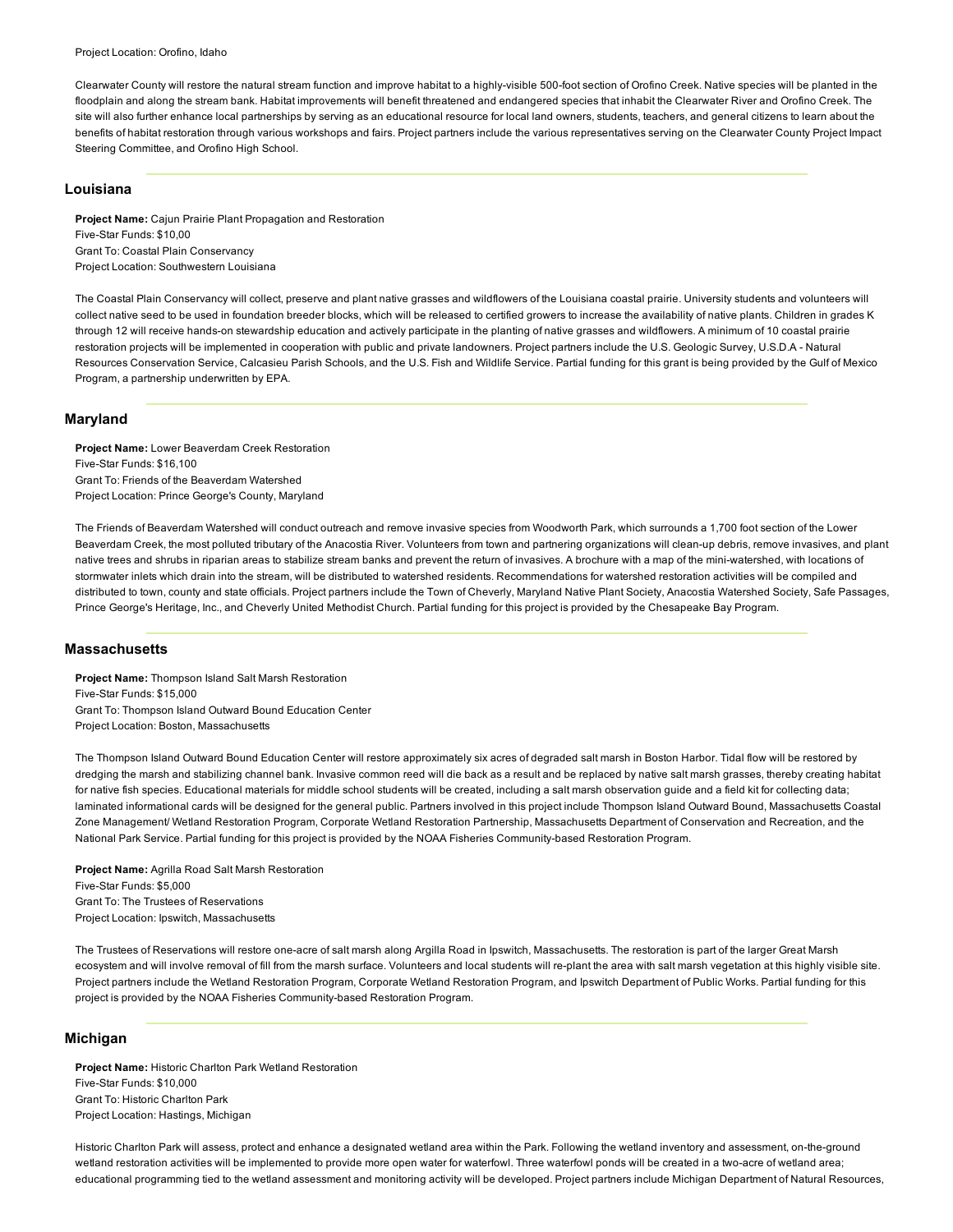Project Location: Orofino, Idaho

Clearwater County will restore the natural stream function and improve habitat to a highly-visible 500-foot section of Orofino Creek. Native species will be planted in the floodplain and along the stream bank. Habitat improvements will benefit threatened and endangered species that inhabit the Clearwater River and Orofino Creek. The site will also further enhance local partnerships by serving as an educational resource for local land owners, students, teachers, and general citizens to learn about the benefits of habitat restoration through various workshops and fairs. Project partners include the various representatives serving on the Clearwater County Project Impact Steering Committee, and Orofino High School.

## Louisiana

**Project Name:** Cajun Prairie Plant Propagation and Restoration
Five-Star Funds: $10,00
Grant To: Coastal Plain Conservancy
Project Location: Southwestern Louisiana

The Coastal Plain Conservancy will collect, preserve and plant native grasses and wildflowers of the Louisiana coastal prairie. University students and volunteers will collect native seed to be used in foundation breeder blocks, which will be released to certified growers to increase the availability of native plants. Children in grades K through 12 will receive hands-on stewardship education and actively participate in the planting of native grasses and wildflowers. A minimum of 10 coastal prairie restoration projects will be implemented in cooperation with public and private landowners. Project partners include the U.S. Geologic Survey, U.S.D.A - Natural Resources Conservation Service, Calcasieu Parish Schools, and the U.S. Fish and Wildlife Service. Partial funding for this grant is being provided by the Gulf of Mexico Program, a partnership underwritten by EPA.

## Maryland

**Project Name:** Lower Beaverdam Creek Restoration
Five-Star Funds: $16,100
Grant To: Friends of the Beaverdam Watershed
Project Location: Prince George's County, Maryland

The Friends of Beaverdam Watershed will conduct outreach and remove invasive species from Woodworth Park, which surrounds a 1,700 foot section of the Lower Beaverdam Creek, the most polluted tributary of the Anacostia River. Volunteers from town and partnering organizations will clean-up debris, remove invasives, and plant native trees and shrubs in riparian areas to stabilize stream banks and prevent the return of invasives. A brochure with a map of the mini-watershed, with locations of stormwater inlets which drain into the stream, will be distributed to watershed residents. Recommendations for watershed restoration activities will be compiled and distributed to town, county and state officials. Project partners include the Town of Cheverly, Maryland Native Plant Society, Anacostia Watershed Society, Safe Passages, Prince George's Heritage, Inc., and Cheverly United Methodist Church. Partial funding for this project is provided by the Chesapeake Bay Program.

## Massachusetts

**Project Name:** Thompson Island Salt Marsh Restoration
Five-Star Funds: $15,000
Grant To: Thompson Island Outward Bound Education Center
Project Location: Boston, Massachusetts

The Thompson Island Outward Bound Education Center will restore approximately six acres of degraded salt marsh in Boston Harbor. Tidal flow will be restored by dredging the marsh and stabilizing channel bank. Invasive common reed will die back as a result and be replaced by native salt marsh grasses, thereby creating habitat for native fish species. Educational materials for middle school students will be created, including a salt marsh observation guide and a field kit for collecting data; laminated informational cards will be designed for the general public. Partners involved in this project include Thompson Island Outward Bound, Massachusetts Coastal Zone Management/ Wetland Restoration Program, Corporate Wetland Restoration Partnership, Massachusetts Department of Conservation and Recreation, and the National Park Service. Partial funding for this project is provided by the NOAA Fisheries Community-based Restoration Program.

**Project Name:** Agrilla Road Salt Marsh Restoration
Five-Star Funds: $5,000
Grant To: The Trustees of Reservations
Project Location: Ipswitch, Massachusetts

The Trustees of Reservations will restore one-acre of salt marsh along Argilla Road in Ipswitch, Massachusetts. The restoration is part of the larger Great Marsh ecosystem and will involve removal of fill from the marsh surface. Volunteers and local students will re-plant the area with salt marsh vegetation at this highly visible site. Project partners include the Wetland Restoration Program, Corporate Wetland Restoration Program, and Ipswitch Department of Public Works. Partial funding for this project is provided by the NOAA Fisheries Community-based Restoration Program.

## Michigan

**Project Name:** Historic Charlton Park Wetland Restoration
Five-Star Funds: $10,000
Grant To: Historic Charlton Park
Project Location: Hastings, Michigan

Historic Charlton Park will assess, protect and enhance a designated wetland area within the Park. Following the wetland inventory and assessment, on-the-ground wetland restoration activities will be implemented to provide more open water for waterfowl. Three waterfowl ponds will be created in a two-acre of wetland area; educational programming tied to the wetland assessment and monitoring activity will be developed. Project partners include Michigan Department of Natural Resources,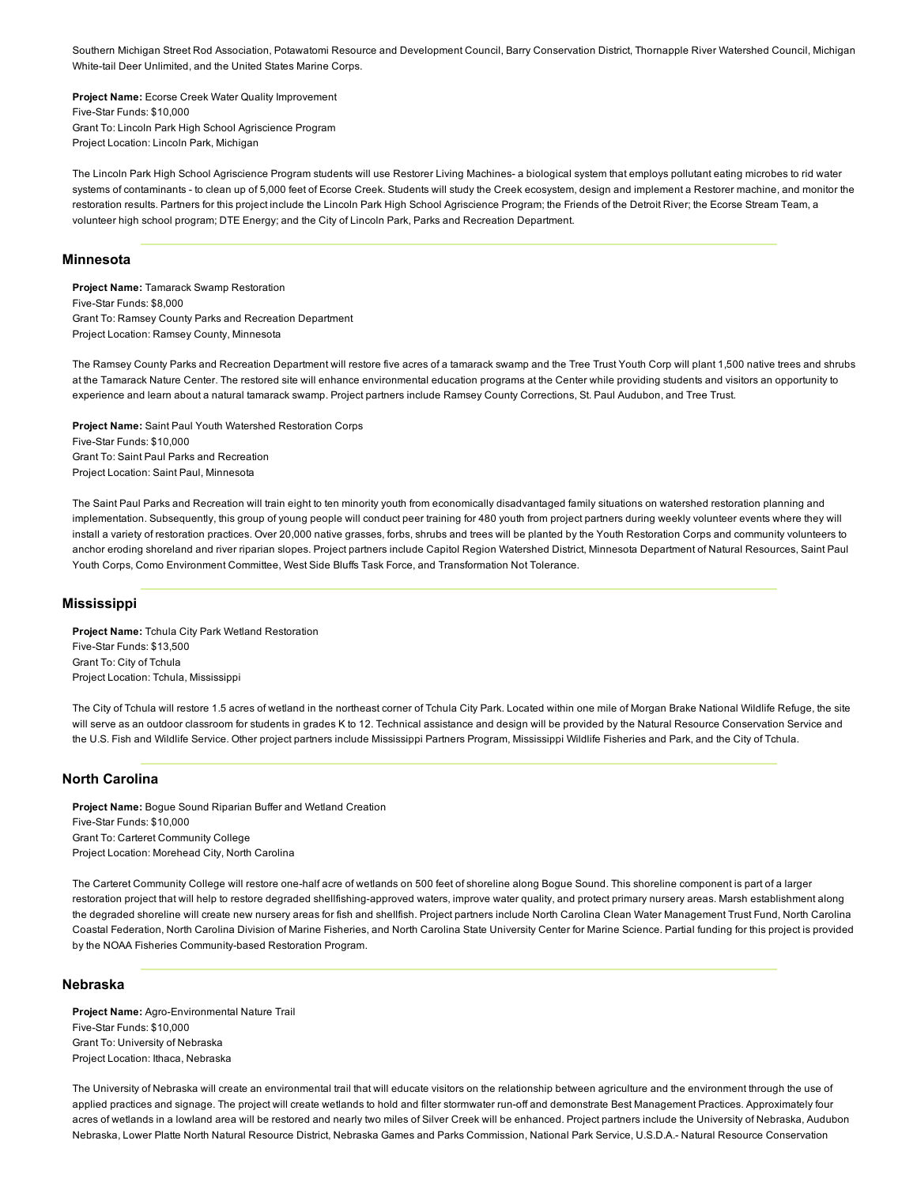Southern Michigan Street Rod Association, Potawatomi Resource and Development Council, Barry Conservation District, Thornapple River Watershed Council, Michigan White-tail Deer Unlimited, and the United States Marine Corps.

**Project Name:** Ecorse Creek Water Quality Improvement
Five-Star Funds: $10,000
Grant To: Lincoln Park High School Agriscience Program
Project Location: Lincoln Park, Michigan

The Lincoln Park High School Agriscience Program students will use Restorer Living Machines- a biological system that employs pollutant eating microbes to rid water systems of contaminants - to clean up of 5,000 feet of Ecorse Creek. Students will study the Creek ecosystem, design and implement a Restorer machine, and monitor the restoration results. Partners for this project include the Lincoln Park High School Agriscience Program; the Friends of the Detroit River; the Ecorse Stream Team, a volunteer high school program; DTE Energy; and the City of Lincoln Park, Parks and Recreation Department.

## Minnesota

**Project Name:** Tamarack Swamp Restoration
Five-Star Funds: $8,000
Grant To: Ramsey County Parks and Recreation Department
Project Location: Ramsey County, Minnesota

The Ramsey County Parks and Recreation Department will restore five acres of a tamarack swamp and the Tree Trust Youth Corp will plant 1,500 native trees and shrubs at the Tamarack Nature Center. The restored site will enhance environmental education programs at the Center while providing students and visitors an opportunity to experience and learn about a natural tamarack swamp. Project partners include Ramsey County Corrections, St. Paul Audubon, and Tree Trust.

**Project Name:** Saint Paul Youth Watershed Restoration Corps
Five-Star Funds: $10,000
Grant To: Saint Paul Parks and Recreation
Project Location: Saint Paul, Minnesota

The Saint Paul Parks and Recreation will train eight to ten minority youth from economically disadvantaged family situations on watershed restoration planning and implementation. Subsequently, this group of young people will conduct peer training for 480 youth from project partners during weekly volunteer events where they will install a variety of restoration practices. Over 20,000 native grasses, forbs, shrubs and trees will be planted by the Youth Restoration Corps and community volunteers to anchor eroding shoreland and river riparian slopes. Project partners include Capitol Region Watershed District, Minnesota Department of Natural Resources, Saint Paul Youth Corps, Como Environment Committee, West Side Bluffs Task Force, and Transformation Not Tolerance.

## Mississippi

**Project Name:** Tchula City Park Wetland Restoration
Five-Star Funds: $13,500
Grant To: City of Tchula
Project Location: Tchula, Mississippi

The City of Tchula will restore 1.5 acres of wetland in the northeast corner of Tchula City Park. Located within one mile of Morgan Brake National Wildlife Refuge, the site will serve as an outdoor classroom for students in grades K to 12. Technical assistance and design will be provided by the Natural Resource Conservation Service and the U.S. Fish and Wildlife Service. Other project partners include Mississippi Partners Program, Mississippi Wildlife Fisheries and Park, and the City of Tchula.

## North Carolina

**Project Name:** Bogue Sound Riparian Buffer and Wetland Creation
Five-Star Funds: $10,000
Grant To: Carteret Community College
Project Location: Morehead City, North Carolina

The Carteret Community College will restore one-half acre of wetlands on 500 feet of shoreline along Bogue Sound. This shoreline component is part of a larger restoration project that will help to restore degraded shellfishing-approved waters, improve water quality, and protect primary nursery areas. Marsh establishment along the degraded shoreline will create new nursery areas for fish and shellfish. Project partners include North Carolina Clean Water Management Trust Fund, North Carolina Coastal Federation, North Carolina Division of Marine Fisheries, and North Carolina State University Center for Marine Science. Partial funding for this project is provided by the NOAA Fisheries Community-based Restoration Program.

## Nebraska

**Project Name:** Agro-Environmental Nature Trail
Five-Star Funds: $10,000
Grant To: University of Nebraska
Project Location: Ithaca, Nebraska

The University of Nebraska will create an environmental trail that will educate visitors on the relationship between agriculture and the environment through the use of applied practices and signage. The project will create wetlands to hold and filter stormwater run-off and demonstrate Best Management Practices. Approximately four acres of wetlands in a lowland area will be restored and nearly two miles of Silver Creek will be enhanced. Project partners include the University of Nebraska, Audubon Nebraska, Lower Platte North Natural Resource District, Nebraska Games and Parks Commission, National Park Service, U.S.D.A.- Natural Resource Conservation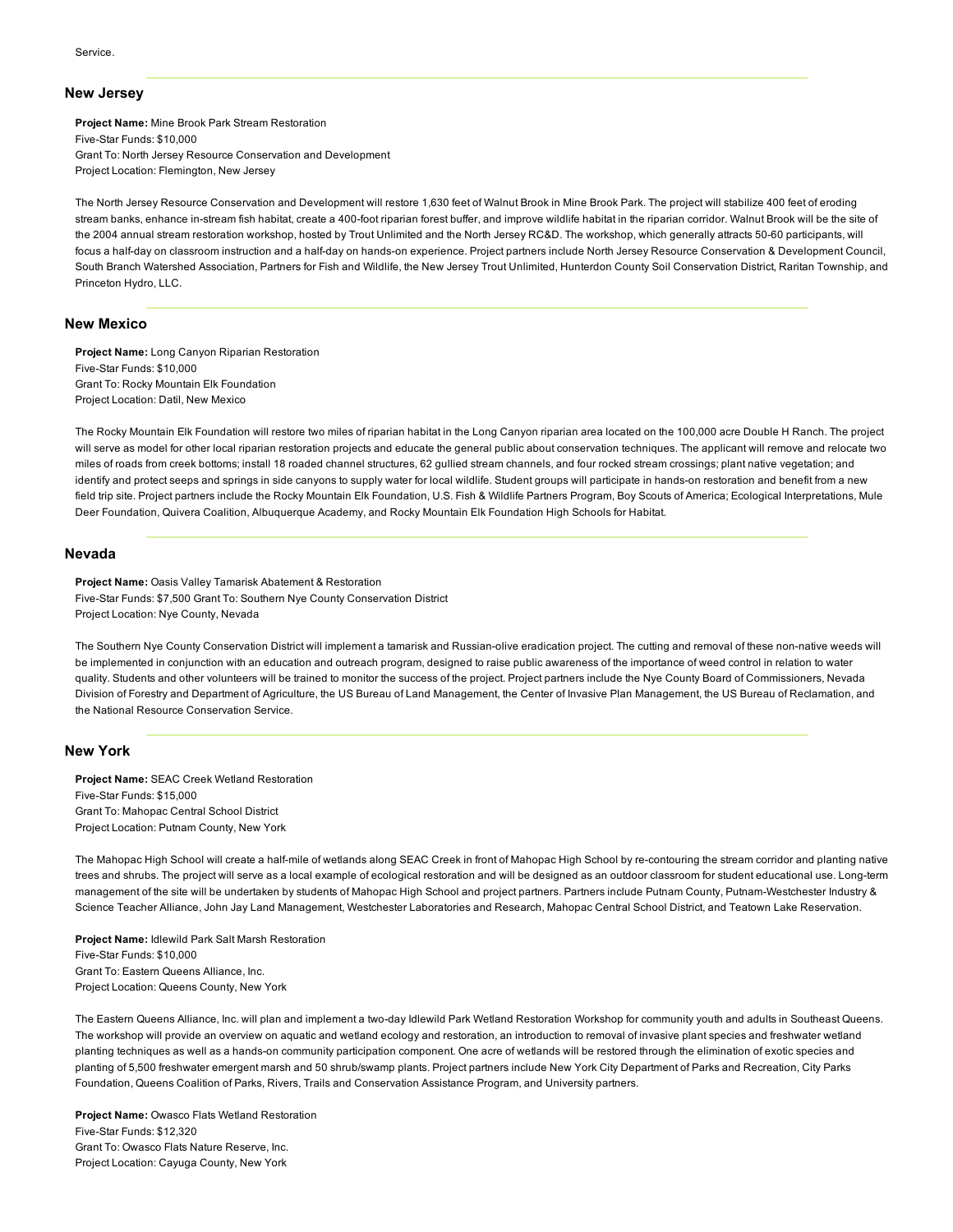Service.

---

## New Jersey

**Project Name:** Mine Brook Park Stream Restoration
Five-Star Funds: $10,000
Grant To: North Jersey Resource Conservation and Development
Project Location: Flemington, New Jersey

The North Jersey Resource Conservation and Development will restore 1,630 feet of Walnut Brook in Mine Brook Park. The project will stabilize 400 feet of eroding stream banks, enhance in-stream fish habitat, create a 400-foot riparian forest buffer, and improve wildlife habitat in the riparian corridor. Walnut Brook will be the site of the 2004 annual stream restoration workshop, hosted by Trout Unlimited and the North Jersey RC&D. The workshop, which generally attracts 50-60 participants, will focus a half-day on classroom instruction and a half-day on hands-on experience. Project partners include North Jersey Resource Conservation & Development Council, South Branch Watershed Association, Partners for Fish and Wildlife, the New Jersey Trout Unlimited, Hunterdon County Soil Conservation District, Raritan Township, and Princeton Hydro, LLC.

---

## New Mexico

**Project Name:** Long Canyon Riparian Restoration
Five-Star Funds: $10,000
Grant To: Rocky Mountain Elk Foundation
Project Location: Datil, New Mexico

The Rocky Mountain Elk Foundation will restore two miles of riparian habitat in the Long Canyon riparian area located on the 100,000 acre Double H Ranch. The project will serve as model for other local riparian restoration projects and educate the general public about conservation techniques. The applicant will remove and relocate two miles of roads from creek bottoms; install 18 roaded channel structures, 62 gullied stream channels, and four rocked stream crossings; plant native vegetation; and identify and protect seeps and springs in side canyons to supply water for local wildlife. Student groups will participate in hands-on restoration and benefit from a new field trip site. Project partners include the Rocky Mountain Elk Foundation, U.S. Fish & Wildlife Partners Program, Boy Scouts of America; Ecological Interpretations, Mule Deer Foundation, Quivera Coalition, Albuquerque Academy, and Rocky Mountain Elk Foundation High Schools for Habitat.

---

## Nevada

**Project Name:** Oasis Valley Tamarisk Abatement & Restoration
Five-Star Funds: $7,500 Grant To: Southern Nye County Conservation District
Project Location: Nye County, Nevada

The Southern Nye County Conservation District will implement a tamarisk and Russian-olive eradication project. The cutting and removal of these non-native weeds will be implemented in conjunction with an education and outreach program, designed to raise public awareness of the importance of weed control in relation to water quality. Students and other volunteers will be trained to monitor the success of the project. Project partners include the Nye County Board of Commissioners, Nevada Division of Forestry and Department of Agriculture, the US Bureau of Land Management, the Center of Invasive Plan Management, the US Bureau of Reclamation, and the National Resource Conservation Service.

---

## New York

**Project Name:** SEAC Creek Wetland Restoration
Five-Star Funds: $15,000
Grant To: Mahopac Central School District
Project Location: Putnam County, New York

The Mahopac High School will create a half-mile of wetlands along SEAC Creek in front of Mahopac High School by re-contouring the stream corridor and planting native trees and shrubs. The project will serve as a local example of ecological restoration and will be designed as an outdoor classroom for student educational use. Long-term management of the site will be undertaken by students of Mahopac High School and project partners. Partners include Putnam County, Putnam-Westchester Industry & Science Teacher Alliance, John Jay Land Management, Westchester Laboratories and Research, Mahopac Central School District, and Teatown Lake Reservation.

**Project Name:** Idlewild Park Salt Marsh Restoration
Five-Star Funds: $10,000
Grant To: Eastern Queens Alliance, Inc.
Project Location: Queens County, New York

The Eastern Queens Alliance, Inc. will plan and implement a two-day Idlewild Park Wetland Restoration Workshop for community youth and adults in Southeast Queens. The workshop will provide an overview on aquatic and wetland ecology and restoration, an introduction to removal of invasive plant species and freshwater wetland planting techniques as well as a hands-on community participation component. One acre of wetlands will be restored through the elimination of exotic species and planting of 5,500 freshwater emergent marsh and 50 shrub/swamp plants. Project partners include New York City Department of Parks and Recreation, City Parks Foundation, Queens Coalition of Parks, Rivers, Trails and Conservation Assistance Program, and University partners.

**Project Name:** Owasco Flats Wetland Restoration
Five-Star Funds: $12,320
Grant To: Owasco Flats Nature Reserve, Inc.
Project Location: Cayuga County, New York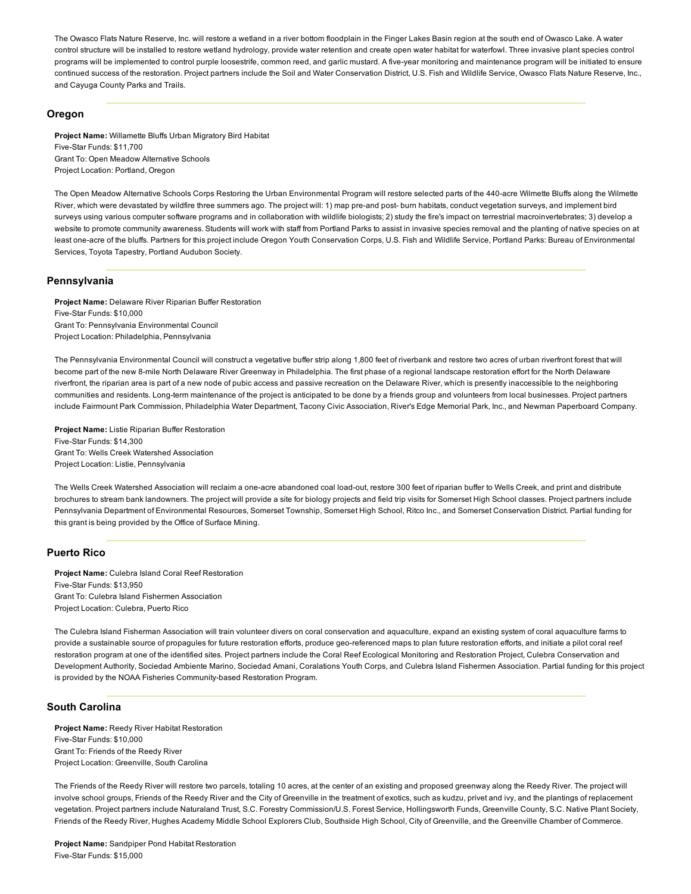The Owasco Flats Nature Reserve, Inc. will restore a wetland in a river bottom floodplain in the Finger Lakes Basin region at the south end of Owasco Lake. A water control structure will be installed to restore wetland hydrology, provide water retention and create open water habitat for waterfowl. Three invasive plant species control programs will be implemented to control purple loosestrife, common reed, and garlic mustard. A five-year monitoring and maintenance program will be initiated to ensure continued success of the restoration. Project partners include the Soil and Water Conservation District, U.S. Fish and Wildlife Service, Owasco Flats Nature Reserve, Inc., and Cayuga County Parks and Trails.

## Oregon

**Project Name:** Willamette Bluffs Urban Migratory Bird Habitat
Five-Star Funds: $11,700
Grant To: Open Meadow Alternative Schools
Project Location: Portland, Oregon

The Open Meadow Alternative Schools Corps Restoring the Urban Environmental Program will restore selected parts of the 440-acre Wilmette Bluffs along the Wilmette River, which were devastated by wildfire three summers ago. The project will: 1) map pre-and post- burn habitats, conduct vegetation surveys, and implement bird surveys using various computer software programs and in collaboration with wildlife biologists; 2) study the fire's impact on terrestrial macroinvertebrates; 3) develop a website to promote community awareness. Students will work with staff from Portland Parks to assist in invasive species removal and the planting of native species on at least one-acre of the bluffs. Partners for this project include Oregon Youth Conservation Corps, U.S. Fish and Wildlife Service, Portland Parks: Bureau of Environmental Services, Toyota Tapestry, Portland Audubon Society.

## Pennsylvania

**Project Name:** Delaware River Riparian Buffer Restoration
Five-Star Funds: $10,000
Grant To: Pennsylvania Environmental Council
Project Location: Philadelphia, Pennsylvania

The Pennsylvania Environmental Council will construct a vegetative buffer strip along 1,800 feet of riverbank and restore two acres of urban riverfront forest that will become part of the new 8-mile North Delaware River Greenway in Philadelphia. The first phase of a regional landscape restoration effort for the North Delaware riverfront, the riparian area is part of a new node of pubic access and passive recreation on the Delaware River, which is presently inaccessible to the neighboring communities and residents. Long-term maintenance of the project is anticipated to be done by a friends group and volunteers from local businesses. Project partners include Fairmount Park Commission, Philadelphia Water Department, Tacony Civic Association, River's Edge Memorial Park, Inc., and Newman Paperboard Company.

**Project Name:** Listie Riparian Buffer Restoration
Five-Star Funds: $14,300
Grant To: Wells Creek Watershed Association
Project Location: Listie, Pennsylvania

The Wells Creek Watershed Association will reclaim a one-acre abandoned coal load-out, restore 300 feet of riparian buffer to Wells Creek, and print and distribute brochures to stream bank landowners. The project will provide a site for biology projects and field trip visits for Somerset High School classes. Project partners include Pennsylvania Department of Environmental Resources, Somerset Township, Somerset High School, Ritco Inc., and Somerset Conservation District. Partial funding for this grant is being provided by the Office of Surface Mining.

## Puerto Rico

**Project Name:** Culebra Island Coral Reef Restoration
Five-Star Funds: $13,950
Grant To: Culebra Island Fishermen Association
Project Location: Culebra, Puerto Rico

The Culebra Island Fisherman Association will train volunteer divers on coral conservation and aquaculture, expand an existing system of coral aquaculture farms to provide a sustainable source of propagules for future restoration efforts, produce geo-referenced maps to plan future restoration efforts, and initiate a pilot coral reef restoration program at one of the identified sites. Project partners include the Coral Reef Ecological Monitoring and Restoration Project, Culebra Conservation and Development Authority, Sociedad Ambiente Marino, Sociedad Amani, Coralations Youth Corps, and Culebra Island Fishermen Association. Partial funding for this project is provided by the NOAA Fisheries Community-based Restoration Program.

## South Carolina

**Project Name:** Reedy River Habitat Restoration
Five-Star Funds: $10,000
Grant To: Friends of the Reedy River
Project Location: Greenville, South Carolina

The Friends of the Reedy River will restore two parcels, totaling 10 acres, at the center of an existing and proposed greenway along the Reedy River. The project will involve school groups, Friends of the Reedy River and the City of Greenville in the treatment of exotics, such as kudzu, privet and ivy, and the plantings of replacement vegetation. Project partners include Naturaland Trust, S.C. Forestry Commission/U.S. Forest Service, Hollingsworth Funds, Greenville County, S.C. Native Plant Society, Friends of the Reedy River, Hughes Academy Middle School Explorers Club, Southside High School, City of Greenville, and the Greenville Chamber of Commerce.

**Project Name:** Sandpiper Pond Habitat Restoration
Five-Star Funds: $15,000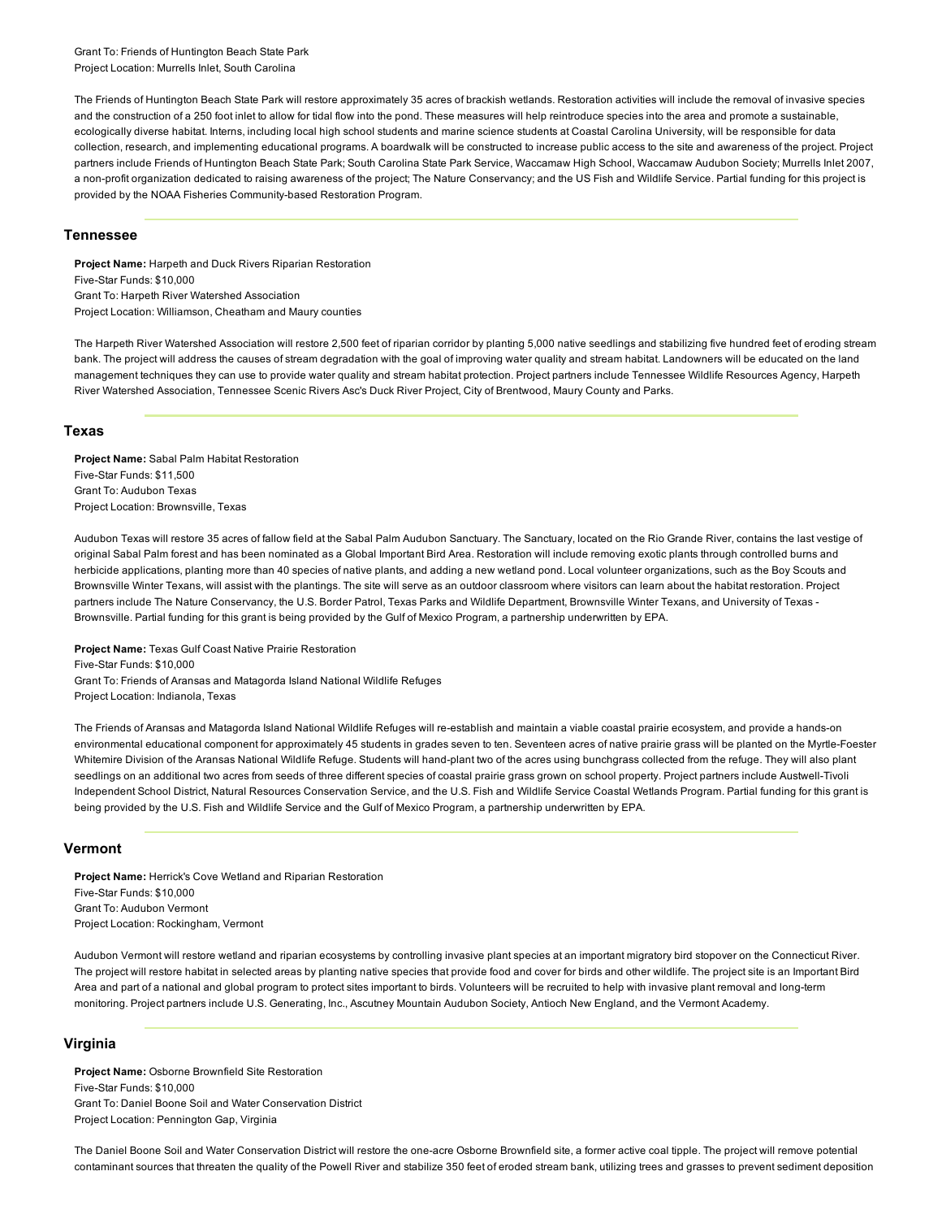Grant To: Friends of Huntington Beach State Park
Project Location: Murrells Inlet, South Carolina

The Friends of Huntington Beach State Park will restore approximately 35 acres of brackish wetlands. Restoration activities will include the removal of invasive species and the construction of a 250 foot inlet to allow for tidal flow into the pond. These measures will help reintroduce species into the area and promote a sustainable, ecologically diverse habitat. Interns, including local high school students and marine science students at Coastal Carolina University, will be responsible for data collection, research, and implementing educational programs. A boardwalk will be constructed to increase public access to the site and awareness of the project. Project partners include Friends of Huntington Beach State Park; South Carolina State Park Service, Waccamaw High School, Waccamaw Audubon Society; Murrells Inlet 2007, a non-profit organization dedicated to raising awareness of the project; The Nature Conservancy; and the US Fish and Wildlife Service. Partial funding for this project is provided by the NOAA Fisheries Community-based Restoration Program.

## Tennessee

**Project Name:** Harpeth and Duck Rivers Riparian Restoration
Five-Star Funds: $10,000
Grant To: Harpeth River Watershed Association
Project Location: Williamson, Cheatham and Maury counties

The Harpeth River Watershed Association will restore 2,500 feet of riparian corridor by planting 5,000 native seedlings and stabilizing five hundred feet of eroding stream bank. The project will address the causes of stream degradation with the goal of improving water quality and stream habitat. Landowners will be educated on the land management techniques they can use to provide water quality and stream habitat protection. Project partners include Tennessee Wildlife Resources Agency, Harpeth River Watershed Association, Tennessee Scenic Rivers Asc's Duck River Project, City of Brentwood, Maury County and Parks.

## Texas

**Project Name:** Sabal Palm Habitat Restoration
Five-Star Funds: $11,500
Grant To: Audubon Texas
Project Location: Brownsville, Texas

Audubon Texas will restore 35 acres of fallow field at the Sabal Palm Audubon Sanctuary. The Sanctuary, located on the Rio Grande River, contains the last vestige of original Sabal Palm forest and has been nominated as a Global Important Bird Area. Restoration will include removing exotic plants through controlled burns and herbicide applications, planting more than 40 species of native plants, and adding a new wetland pond. Local volunteer organizations, such as the Boy Scouts and Brownsville Winter Texans, will assist with the plantings. The site will serve as an outdoor classroom where visitors can learn about the habitat restoration. Project partners include The Nature Conservancy, the U.S. Border Patrol, Texas Parks and Wildlife Department, Brownsville Winter Texans, and University of Texas - Brownsville. Partial funding for this grant is being provided by the Gulf of Mexico Program, a partnership underwritten by EPA.

**Project Name:** Texas Gulf Coast Native Prairie Restoration
Five-Star Funds: $10,000
Grant To: Friends of Aransas and Matagorda Island National Wildlife Refuges
Project Location: Indianola, Texas

The Friends of Aransas and Matagorda Island National Wildlife Refuges will re-establish and maintain a viable coastal prairie ecosystem, and provide a hands-on environmental educational component for approximately 45 students in grades seven to ten. Seventeen acres of native prairie grass will be planted on the Myrtle-Foester Whitemire Division of the Aransas National Wildlife Refuge. Students will hand-plant two of the acres using bunchgrass collected from the refuge. They will also plant seedlings on an additional two acres from seeds of three different species of coastal prairie grass grown on school property. Project partners include Austwell-Tivoli Independent School District, Natural Resources Conservation Service, and the U.S. Fish and Wildlife Service Coastal Wetlands Program. Partial funding for this grant is being provided by the U.S. Fish and Wildlife Service and the Gulf of Mexico Program, a partnership underwritten by EPA.

## Vermont

**Project Name:** Herrick's Cove Wetland and Riparian Restoration
Five-Star Funds: $10,000
Grant To: Audubon Vermont
Project Location: Rockingham, Vermont

Audubon Vermont will restore wetland and riparian ecosystems by controlling invasive plant species at an important migratory bird stopover on the Connecticut River. The project will restore habitat in selected areas by planting native species that provide food and cover for birds and other wildlife. The project site is an Important Bird Area and part of a national and global program to protect sites important to birds. Volunteers will be recruited to help with invasive plant removal and long-term monitoring. Project partners include U.S. Generating, Inc., Ascutney Mountain Audubon Society, Antioch New England, and the Vermont Academy.

## Virginia

**Project Name:** Osborne Brownfield Site Restoration
Five-Star Funds: $10,000
Grant To: Daniel Boone Soil and Water Conservation District
Project Location: Pennington Gap, Virginia

The Daniel Boone Soil and Water Conservation District will restore the one-acre Osborne Brownfield site, a former active coal tipple. The project will remove potential contaminant sources that threaten the quality of the Powell River and stabilize 350 feet of eroded stream bank, utilizing trees and grasses to prevent sediment deposition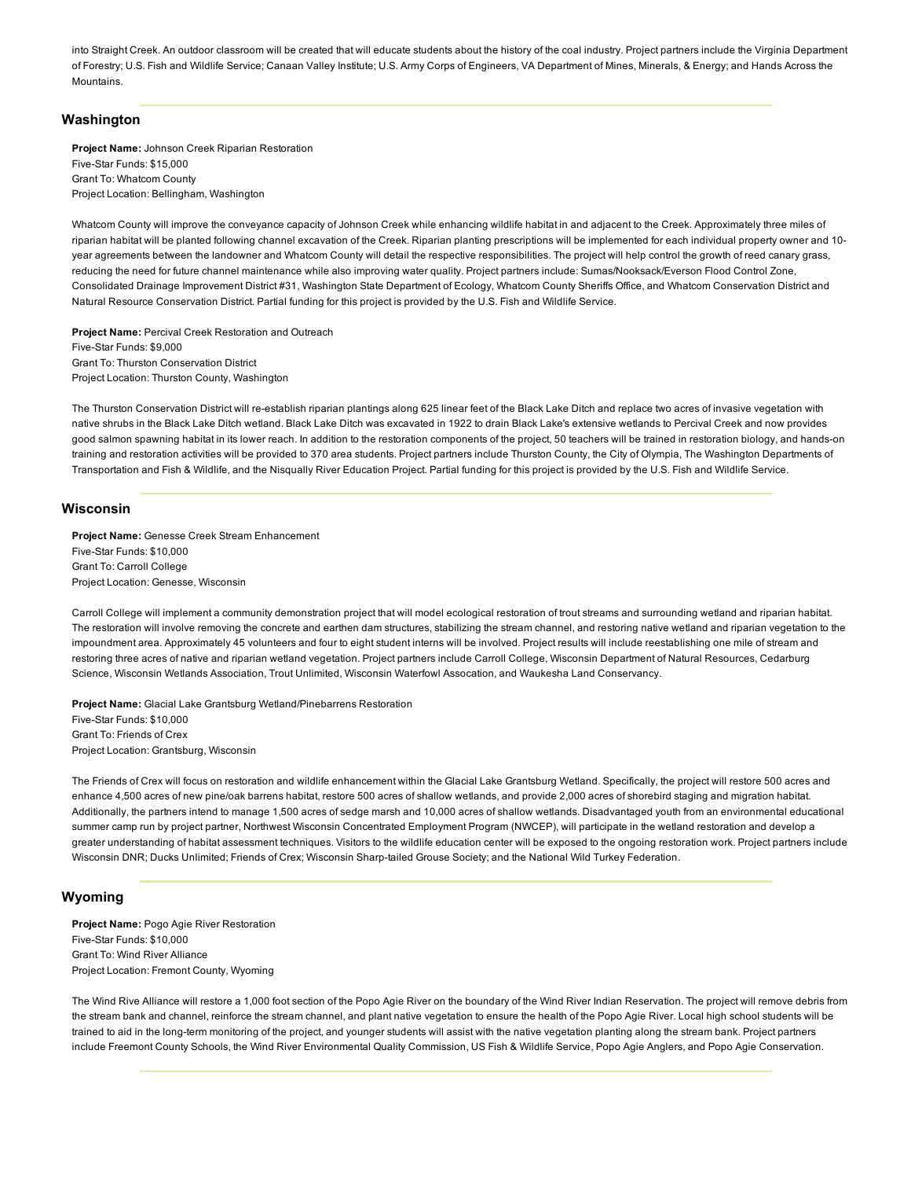into Straight Creek. An outdoor classroom will be created that will educate students about the history of the coal industry. Project partners include the Virginia Department of Forestry; U.S. Fish and Wildlife Service; Canaan Valley Institute; U.S. Army Corps of Engineers, VA Department of Mines, Minerals, & Energy; and Hands Across the Mountains.

---

## Washington

**Project Name:** Johnson Creek Riparian Restoration
Five-Star Funds: $15,000
Grant To: Whatcom County
Project Location: Bellingham, Washington

Whatcom County will improve the conveyance capacity of Johnson Creek while enhancing wildlife habitat in and adjacent to the Creek. Approximately three miles of riparian habitat will be planted following channel excavation of the Creek. Riparian planting prescriptions will be implemented for each individual property owner and 10-year agreements between the landowner and Whatcom County will detail the respective responsibilities. The project will help control the growth of reed canary grass, reducing the need for future channel maintenance while also improving water quality. Project partners include: Sumas/Nooksack/Everson Flood Control Zone, Consolidated Drainage Improvement District #31, Washington State Department of Ecology, Whatcom County Sheriffs Office, and Whatcom Conservation District and Natural Resource Conservation District. Partial funding for this project is provided by the U.S. Fish and Wildlife Service.

**Project Name:** Percival Creek Restoration and Outreach
Five-Star Funds: $9,000
Grant To: Thurston Conservation District
Project Location: Thurston County, Washington

The Thurston Conservation District will re-establish riparian plantings along 625 linear feet of the Black Lake Ditch and replace two acres of invasive vegetation with native shrubs in the Black Lake Ditch wetland. Black Lake Ditch was excavated in 1922 to drain Black Lake's extensive wetlands to Percival Creek and now provides good salmon spawning habitat in its lower reach. In addition to the restoration components of the project, 50 teachers will be trained in restoration biology, and hands-on training and restoration activities will be provided to 370 area students. Project partners include Thurston County, the City of Olympia, The Washington Departments of Transportation and Fish & Wildlife, and the Nisqually River Education Project. Partial funding for this project is provided by the U.S. Fish and Wildlife Service.

---

## Wisconsin

**Project Name:** Genesse Creek Stream Enhancement
Five-Star Funds: $10,000
Grant To: Carroll College
Project Location: Genesse, Wisconsin

Carroll College will implement a community demonstration project that will model ecological restoration of trout streams and surrounding wetland and riparian habitat. The restoration will involve removing the concrete and earthen dam structures, stabilizing the stream channel, and restoring native wetland and riparian vegetation to the impoundment area. Approximately 45 volunteers and four to eight student interns will be involved. Project results will include reestablishing one mile of stream and restoring three acres of native and riparian wetland vegetation. Project partners include Carroll College, Wisconsin Department of Natural Resources, Cedarburg Science, Wisconsin Wetlands Association, Trout Unlimited, Wisconsin Waterfowl Assocation, and Waukesha Land Conservancy.

**Project Name:** Glacial Lake Grantsburg Wetland/Pinebarrens Restoration
Five-Star Funds: $10,000
Grant To: Friends of Crex
Project Location: Grantsburg, Wisconsin

The Friends of Crex will focus on restoration and wildlife enhancement within the Glacial Lake Grantsburg Wetland. Specifically, the project will restore 500 acres and enhance 4,500 acres of new pine/oak barrens habitat, restore 500 acres of shallow wetlands, and provide 2,000 acres of shorebird staging and migration habitat. Additionally, the partners intend to manage 1,500 acres of sedge marsh and 10,000 acres of shallow wetlands. Disadvantaged youth from an environmental educational summer camp run by project partner, Northwest Wisconsin Concentrated Employment Program (NWCEP), will participate in the wetland restoration and develop a greater understanding of habitat assessment techniques. Visitors to the wildlife education center will be exposed to the ongoing restoration work. Project partners include Wisconsin DNR; Ducks Unlimited; Friends of Crex; Wisconsin Sharp-tailed Grouse Society; and the National Wild Turkey Federation.

---

## Wyoming

**Project Name:** Pogo Agie River Restoration
Five-Star Funds: $10,000
Grant To: Wind River Alliance
Project Location: Fremont County, Wyoming

The Wind Rive Alliance will restore a 1,000 foot section of the Popo Agie River on the boundary of the Wind River Indian Reservation. The project will remove debris from the stream bank and channel, reinforce the stream channel, and plant native vegetation to ensure the health of the Popo Agie River. Local high school students will be trained to aid in the long-term monitoring of the project, and younger students will assist with the native vegetation planting along the stream bank. Project partners include Freemont County Schools, the Wind River Environmental Quality Commission, US Fish & Wildlife Service, Popo Agie Anglers, and Popo Agie Conservation.

---